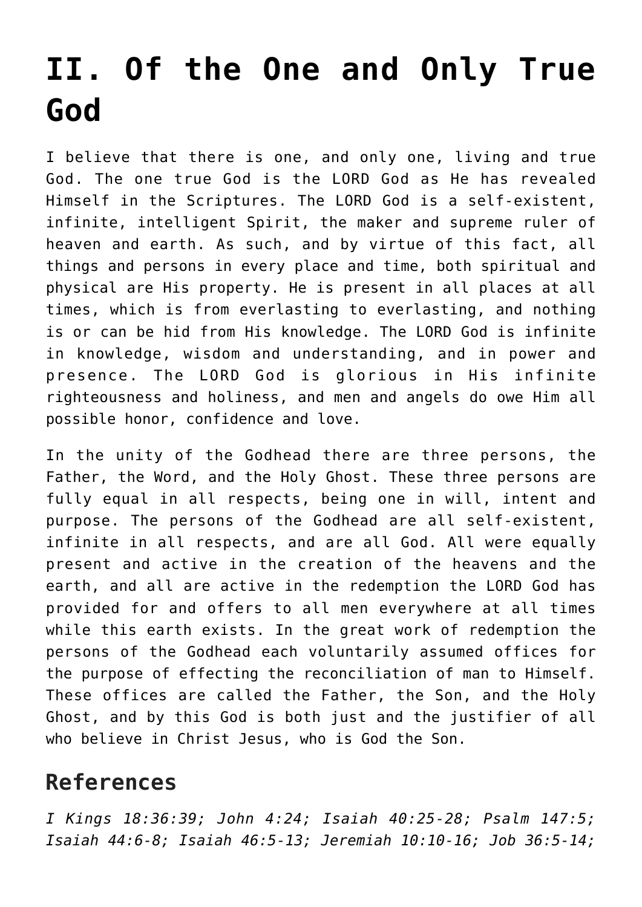# II. Of the One and Only True God

I believe that there is one, and only one, living and true God. The one true God is the LORD God as He has revealed Himself in the Scriptures. The LORD God is a self-existent, infinite, intelligent Spirit, the maker and supreme ruler of heaven and earth. As such, and by virtue of this fact, all things and persons in every place and time, both spiritual and physical are His property. He is present in all places at all times, which is from everlasting to everlasting, and nothing is or can be hid from His knowledge. The LORD God is infinite in knowledge, wisdom and understanding, and in power and presence. The LORD God is glorious in His infinite righteousness and holiness, and men and angels do owe Him all possible honor, confidence and love.

In the unity of the Godhead there are three persons, the Father, the Word, and the Holy Ghost. These three persons are fully equal in all respects, being one in will, intent and purpose. The persons of the Godhead are all self-existent, infinite in all respects, and are all God. All were equally present and active in the creation of the heavens and the earth, and all are active in the redemption the LORD God has provided for and offers to all men everywhere at all times while this earth exists. In the great work of redemption the persons of the Godhead each voluntarily assumed offices for the purpose of effecting the reconciliation of man to Himself. These offices are called the Father, the Son, and the Holy Ghost, and by this God is both just and the justifier of all who believe in Christ Jesus, who is God the Son.

## References

*I Kings 18:36:39; John 4:24; Isaiah 40:25-28; Psalm 147:5; Isaiah 44:6-8; Isaiah 46:5-13; Jeremiah 10:10-16; Job 36:5-14;*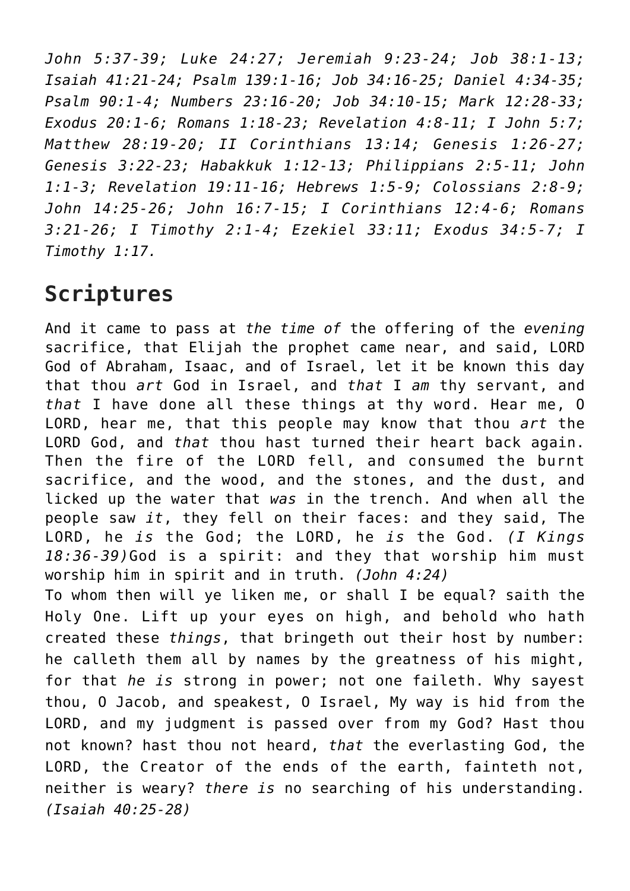*John 5:37-39; Luke 24:27; Jeremiah 9:23-24; Job 38:1-13; Isaiah 41:21-24; Psalm 139:1-16; Job 34:16-25; Daniel 4:34-35; Psalm 90:1-4; Numbers 23:16-20; Job 34:10-15; Mark 12:28-33; Exodus 20:1-6; Romans 1:18-23; Revelation 4:8-11; I John 5:7; Matthew 28:19-20; II Corinthians 13:14; Genesis 1:26-27; Genesis 3:22-23; Habakkuk 1:12-13; Philippians 2:5-11; John 1:1-3; Revelation 19:11-16; Hebrews 1:5-9; Colossians 2:8-9; John 14:25-26; John 16:7-15; I Corinthians 12:4-6; Romans 3:21-26; I Timothy 2:1-4; Ezekiel 33:11; Exodus 34:5-7; I Timothy 1:17.*

## Scriptures

And it came to pass at *the time of* the offering of the *evening* sacrifice, that Elijah the prophet came near, and said, LORD God of Abraham, Isaac, and of Israel, let it be known this day that thou *art* God in Israel, and *that* I *am* thy servant, and *that* I have done all these things at thy word. Hear me, O LORD, hear me, that this people may know that thou *art* the LORD God, and *that* thou hast turned their heart back again. Then the fire of the LORD fell, and consumed the burnt sacrifice, and the wood, and the stones, and the dust, and licked up the water that *was* in the trench. And when all the people saw *it*, they fell on their faces: and they said, The LORD, he *is* the God; the LORD, he *is* the God. *(I Kings 18:36-39)*God is a spirit: and they that worship him must worship him in spirit and in truth. *(John 4:24)*

To whom then will ye liken me, or shall I be equal? saith the Holy One. Lift up your eyes on high, and behold who hath created these *things*, that bringeth out their host by number: he calleth them all by names by the greatness of his might, for that *he is* strong in power; not one faileth. Why sayest thou, O Jacob, and speakest, O Israel, My way is hid from the LORD, and my judgment is passed over from my God? Hast thou not known? hast thou not heard, *that* the everlasting God, the LORD, the Creator of the ends of the earth, fainteth not, neither is weary? *there is* no searching of his understanding. *(Isaiah 40:25-28)*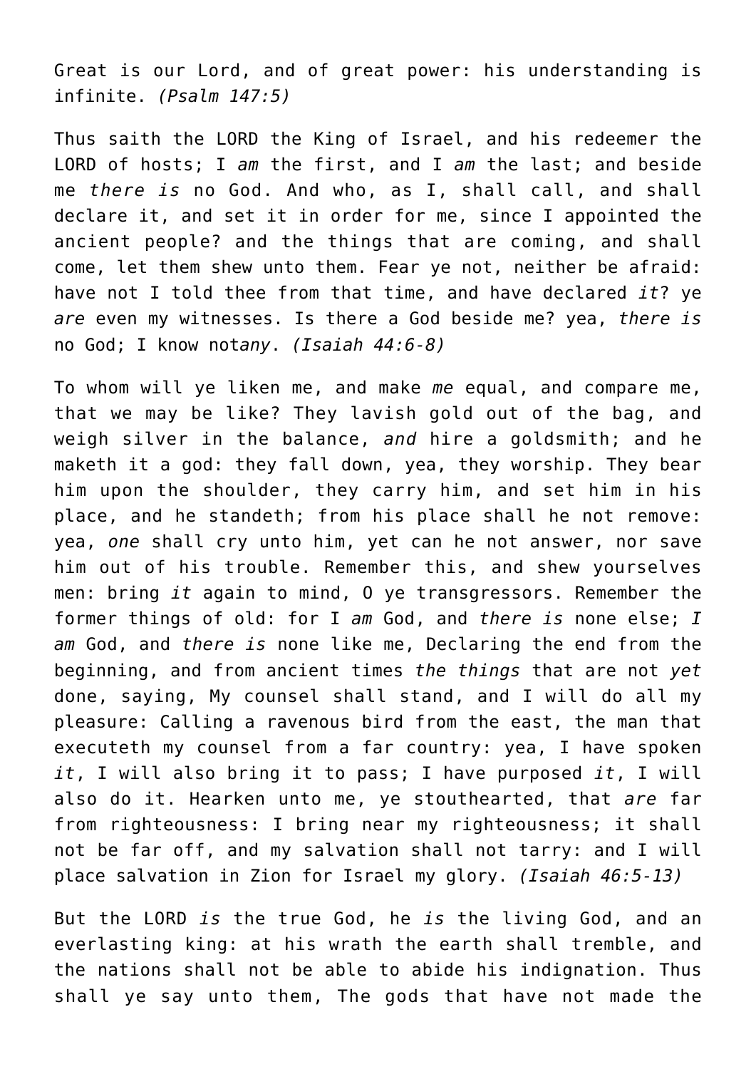Great is our Lord, and of great power: his understanding is infinite. *(Psalm 147:5)*

Thus saith the LORD the King of Israel, and his redeemer the LORD of hosts; I *am* the first, and I *am* the last; and beside me *there is* no God. And who, as I, shall call, and shall declare it, and set it in order for me, since I appointed the ancient people? and the things that are coming, and shall come, let them shew unto them. Fear ye not, neither be afraid: have not I told thee from that time, and have declared *it*? ye *are* even my witnesses. Is there a God beside me? yea, *there is* no God; I know not*any*. *(Isaiah 44:6-8)*

To whom will ye liken me, and make *me* equal, and compare me, that we may be like? They lavish gold out of the bag, and weigh silver in the balance, *and* hire a goldsmith; and he maketh it a god: they fall down, yea, they worship. They bear him upon the shoulder, they carry him, and set him in his place, and he standeth; from his place shall he not remove: yea, *one* shall cry unto him, yet can he not answer, nor save him out of his trouble. Remember this, and shew yourselves men: bring *it* again to mind, O ye transgressors. Remember the former things of old: for I *am* God, and *there is* none else; *I am* God, and *there is* none like me, Declaring the end from the beginning, and from ancient times *the things* that are not *yet* done, saying, My counsel shall stand, and I will do all my pleasure: Calling a ravenous bird from the east, the man that executeth my counsel from a far country: yea, I have spoken *it*, I will also bring it to pass; I have purposed *it*, I will also do it. Hearken unto me, ye stouthearted, that *are* far from righteousness: I bring near my righteousness; it shall not be far off, and my salvation shall not tarry: and I will place salvation in Zion for Israel my glory. *(Isaiah 46:5-13)*

But the LORD *is* the true God, he *is* the living God, and an everlasting king: at his wrath the earth shall tremble, and the nations shall not be able to abide his indignation. Thus shall ye say unto them, The gods that have not made the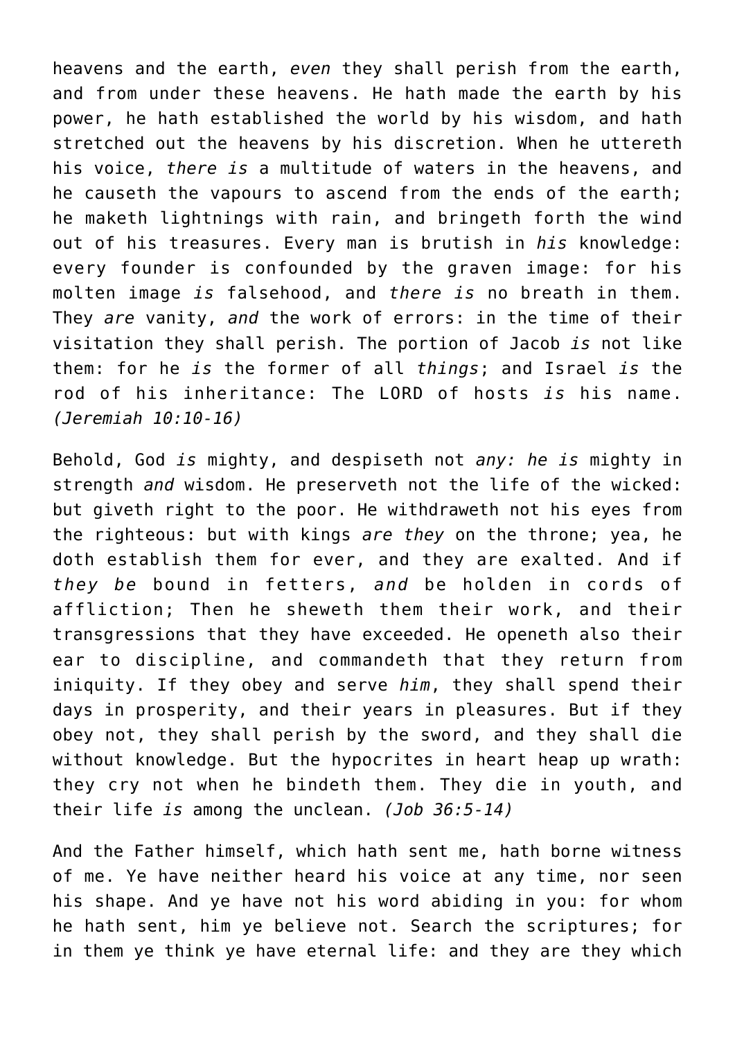heavens and the earth, *even* they shall perish from the earth, and from under these heavens. He hath made the earth by his power, he hath established the world by his wisdom, and hath stretched out the heavens by his discretion. When he uttereth his voice, *there is* a multitude of waters in the heavens, and he causeth the vapours to ascend from the ends of the earth; he maketh lightnings with rain, and bringeth forth the wind out of his treasures. Every man is brutish in *his* knowledge: every founder is confounded by the graven image: for his molten image *is* falsehood, and *there is* no breath in them. They *are* vanity, *and* the work of errors: in the time of their visitation they shall perish. The portion of Jacob *is* not like them: for he *is* the former of all *things*; and Israel *is* the rod of his inheritance: The LORD of hosts *is* his name. *(Jeremiah 10:10-16)*

Behold, God *is* mighty, and despiseth not *any: he is* mighty in strength *and* wisdom. He preserveth not the life of the wicked: but giveth right to the poor. He withdraweth not his eyes from the righteous: but with kings *are they* on the throne; yea, he doth establish them for ever, and they are exalted. And if *they be* bound in fetters, *and* be holden in cords of affliction; Then he sheweth them their work, and their transgressions that they have exceeded. He openeth also their ear to discipline, and commandeth that they return from iniquity. If they obey and serve *him*, they shall spend their days in prosperity, and their years in pleasures. But if they obey not, they shall perish by the sword, and they shall die without knowledge. But the hypocrites in heart heap up wrath: they cry not when he bindeth them. They die in youth, and their life *is* among the unclean. *(Job 36:5-14)*

And the Father himself, which hath sent me, hath borne witness of me. Ye have neither heard his voice at any time, nor seen his shape. And ye have not his word abiding in you: for whom he hath sent, him ye believe not. Search the scriptures; for in them ye think ye have eternal life: and they are they which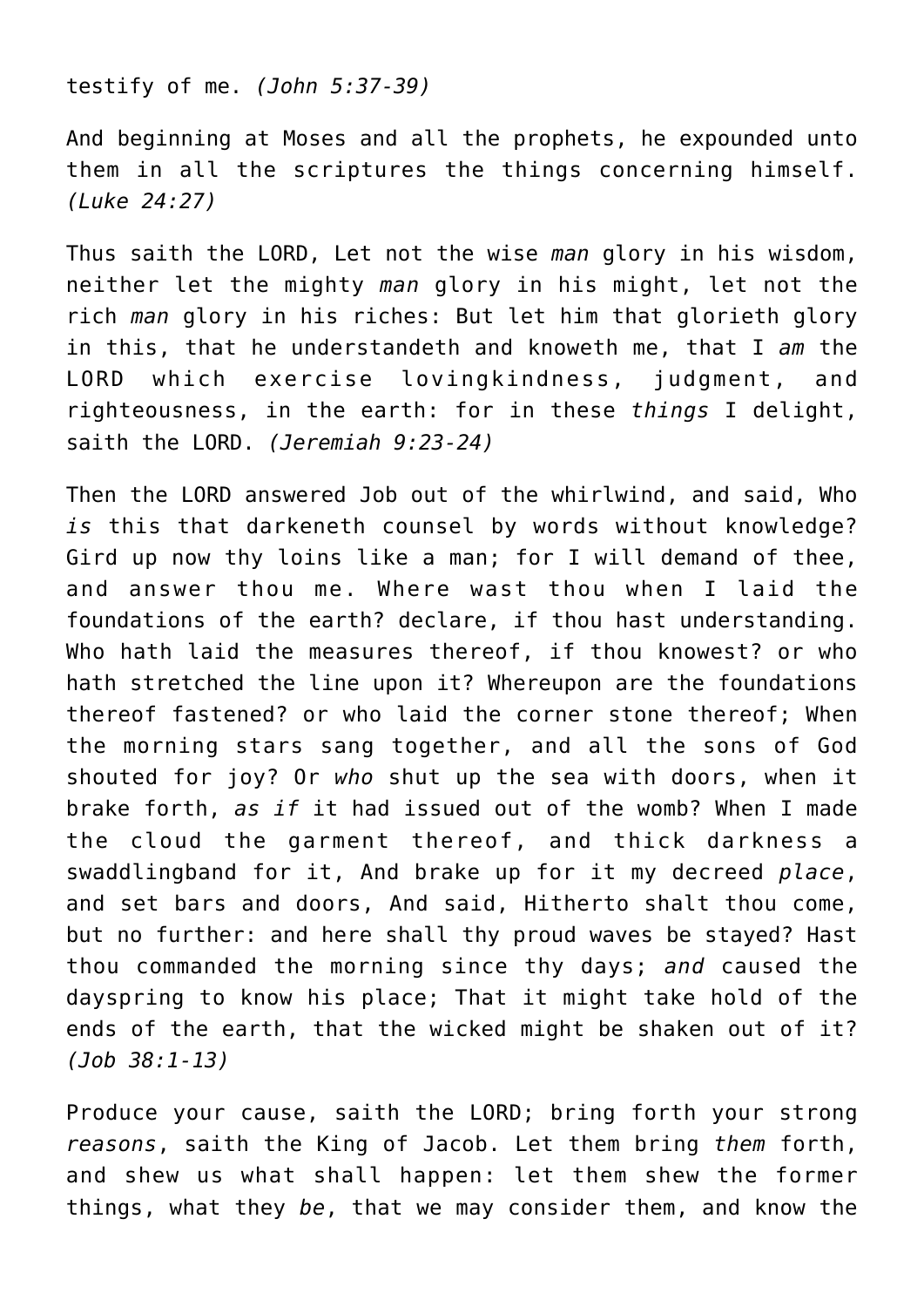testify of me. *(John 5:37-39)*

And beginning at Moses and all the prophets, he expounded unto them in all the scriptures the things concerning himself. *(Luke 24:27)*

Thus saith the LORD, Let not the wise *man* glory in his wisdom, neither let the mighty *man* glory in his might, let not the rich *man* glory in his riches: But let him that glorieth glory in this, that he understandeth and knoweth me, that I *am* the LORD which exercise lovingkindness, judgment, and righteousness, in the earth: for in these *things* I delight, saith the LORD. *(Jeremiah 9:23-24)*

Then the LORD answered Job out of the whirlwind, and said, Who *is* this that darkeneth counsel by words without knowledge? Gird up now thy loins like a man; for I will demand of thee, and answer thou me. Where wast thou when I laid the foundations of the earth? declare, if thou hast understanding. Who hath laid the measures thereof, if thou knowest? or who hath stretched the line upon it? Whereupon are the foundations thereof fastened? or who laid the corner stone thereof; When the morning stars sang together, and all the sons of God shouted for joy? Or *who* shut up the sea with doors, when it brake forth, *as if* it had issued out of the womb? When I made the cloud the garment thereof, and thick darkness a swaddlingband for it, And brake up for it my decreed *place*, and set bars and doors, And said, Hitherto shalt thou come, but no further: and here shall thy proud waves be stayed? Hast thou commanded the morning since thy days; *and* caused the dayspring to know his place; That it might take hold of the ends of the earth, that the wicked might be shaken out of it? *(Job 38:1-13)*

Produce your cause, saith the LORD; bring forth your strong *reasons*, saith the King of Jacob. Let them bring *them* forth, and shew us what shall happen: let them shew the former things, what they *be*, that we may consider them, and know the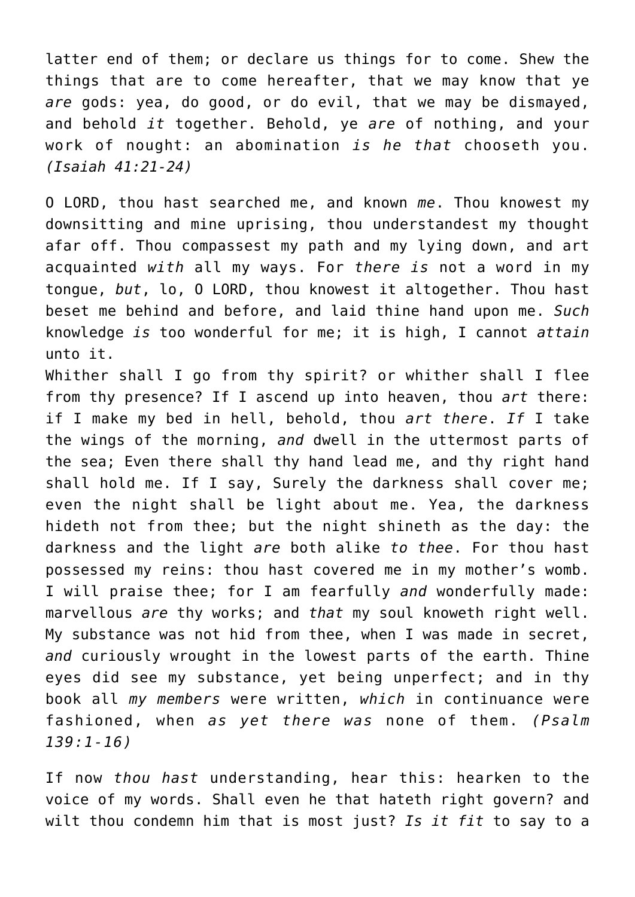latter end of them; or declare us things for to come. Shew the things that are to come hereafter, that we may know that ye *are* gods: yea, do good, or do evil, that we may be dismayed, and behold *it* together. Behold, ye *are* of nothing, and your work of nought: an abomination *is he that* chooseth you. *(Isaiah 41:21-24)*

O LORD, thou hast searched me, and known *me*. Thou knowest my downsitting and mine uprising, thou understandest my thought afar off. Thou compassest my path and my lying down, and art acquainted *with* all my ways. For *there is* not a word in my tongue, *but*, lo, O LORD, thou knowest it altogether. Thou hast beset me behind and before, and laid thine hand upon me. *Such* knowledge *is* too wonderful for me; it is high, I cannot *attain* unto it.
Whither shall I go from thy spirit? or whither shall I flee from thy presence? If I ascend up into heaven, thou *art* there: if I make my bed in hell, behold, thou *art there*. *If* I take the wings of the morning, *and* dwell in the uttermost parts of the sea; Even there shall thy hand lead me, and thy right hand shall hold me. If I say, Surely the darkness shall cover me; even the night shall be light about me. Yea, the darkness hideth not from thee; but the night shineth as the day: the darkness and the light *are* both alike *to thee*. For thou hast possessed my reins: thou hast covered me in my mother's womb. I will praise thee; for I am fearfully *and* wonderfully made: marvellous *are* thy works; and *that* my soul knoweth right well. My substance was not hid from thee, when I was made in secret, *and* curiously wrought in the lowest parts of the earth. Thine eyes did see my substance, yet being unperfect; and in thy book all *my members* were written, *which* in continuance were fashioned, when *as yet there was* none of them. *(Psalm 139:1-16)*

If now *thou hast* understanding, hear this: hearken to the voice of my words. Shall even he that hateth right govern? and wilt thou condemn him that is most just? *Is it fit* to say to a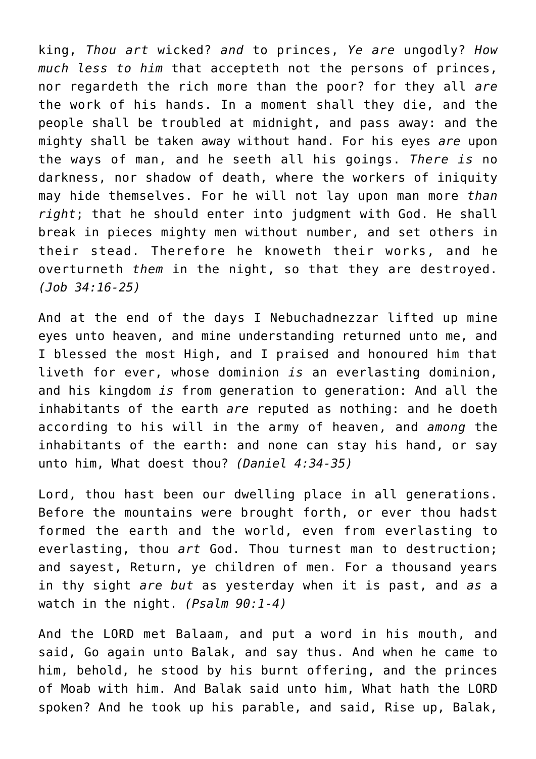king, *Thou art* wicked? *and* to princes, *Ye are* ungodly? *How much less to him* that accepteth not the persons of princes, nor regardeth the rich more than the poor? for they all *are* the work of his hands. In a moment shall they die, and the people shall be troubled at midnight, and pass away: and the mighty shall be taken away without hand. For his eyes *are* upon the ways of man, and he seeth all his goings. *There is* no darkness, nor shadow of death, where the workers of iniquity may hide themselves. For he will not lay upon man more *than right*; that he should enter into judgment with God. He shall break in pieces mighty men without number, and set others in their stead. Therefore he knoweth their works, and he overturneth *them* in the night, so that they are destroyed. *(Job 34:16-25)*

And at the end of the days I Nebuchadnezzar lifted up mine eyes unto heaven, and mine understanding returned unto me, and I blessed the most High, and I praised and honoured him that liveth for ever, whose dominion *is* an everlasting dominion, and his kingdom *is* from generation to generation: And all the inhabitants of the earth *are* reputed as nothing: and he doeth according to his will in the army of heaven, and *among* the inhabitants of the earth: and none can stay his hand, or say unto him, What doest thou? *(Daniel 4:34-35)*

Lord, thou hast been our dwelling place in all generations. Before the mountains were brought forth, or ever thou hadst formed the earth and the world, even from everlasting to everlasting, thou *art* God. Thou turnest man to destruction; and sayest, Return, ye children of men. For a thousand years in thy sight *are but* as yesterday when it is past, and *as* a watch in the night. *(Psalm 90:1-4)*

And the LORD met Balaam, and put a word in his mouth, and said, Go again unto Balak, and say thus. And when he came to him, behold, he stood by his burnt offering, and the princes of Moab with him. And Balak said unto him, What hath the LORD spoken? And he took up his parable, and said, Rise up, Balak,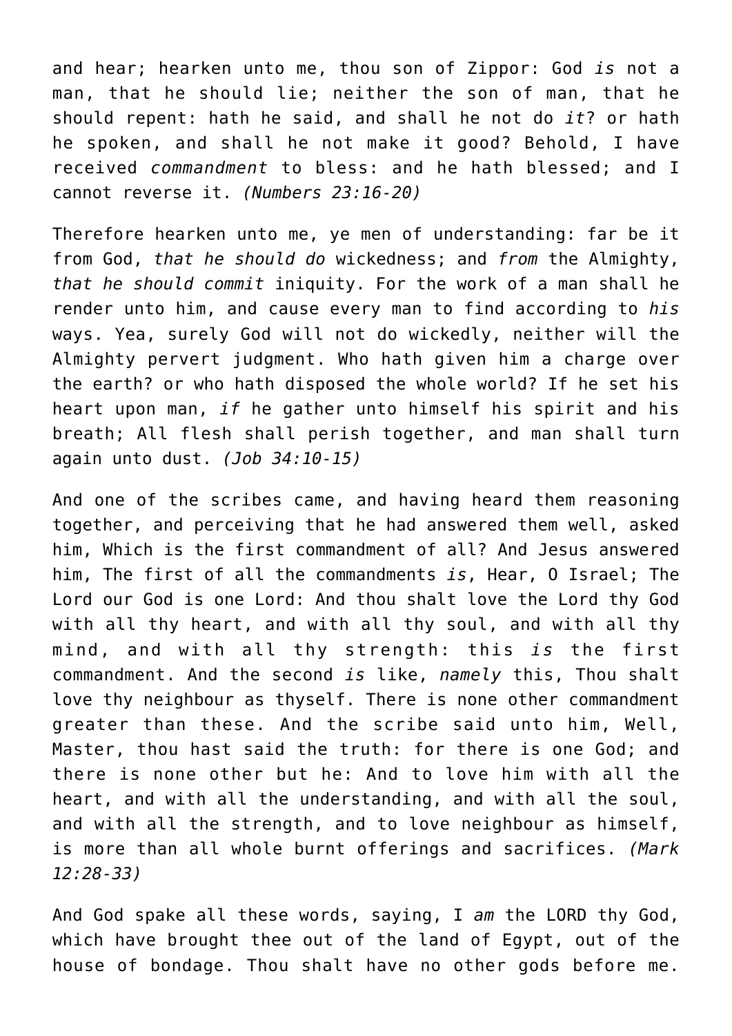and hear; hearken unto me, thou son of Zippor: God *is* not a man, that he should lie; neither the son of man, that he should repent: hath he said, and shall he not do *it*? or hath he spoken, and shall he not make it good? Behold, I have received *commandment* to bless: and he hath blessed; and I cannot reverse it. *(Numbers 23:16-20)*

Therefore hearken unto me, ye men of understanding: far be it from God, *that he should do* wickedness; and *from* the Almighty, *that he should commit* iniquity. For the work of a man shall he render unto him, and cause every man to find according to *his* ways. Yea, surely God will not do wickedly, neither will the Almighty pervert judgment. Who hath given him a charge over the earth? or who hath disposed the whole world? If he set his heart upon man, *if* he gather unto himself his spirit and his breath; All flesh shall perish together, and man shall turn again unto dust. *(Job 34:10-15)*

And one of the scribes came, and having heard them reasoning together, and perceiving that he had answered them well, asked him, Which is the first commandment of all? And Jesus answered him, The first of all the commandments *is*, Hear, O Israel; The Lord our God is one Lord: And thou shalt love the Lord thy God with all thy heart, and with all thy soul, and with all thy mind, and with all thy strength: this *is* the first commandment. And the second *is* like, *namely* this, Thou shalt love thy neighbour as thyself. There is none other commandment greater than these. And the scribe said unto him, Well, Master, thou hast said the truth: for there is one God; and there is none other but he: And to love him with all the heart, and with all the understanding, and with all the soul, and with all the strength, and to love neighbour as himself, is more than all whole burnt offerings and sacrifices. *(Mark 12:28-33)*

And God spake all these words, saying, I *am* the LORD thy God, which have brought thee out of the land of Egypt, out of the house of bondage. Thou shalt have no other gods before me.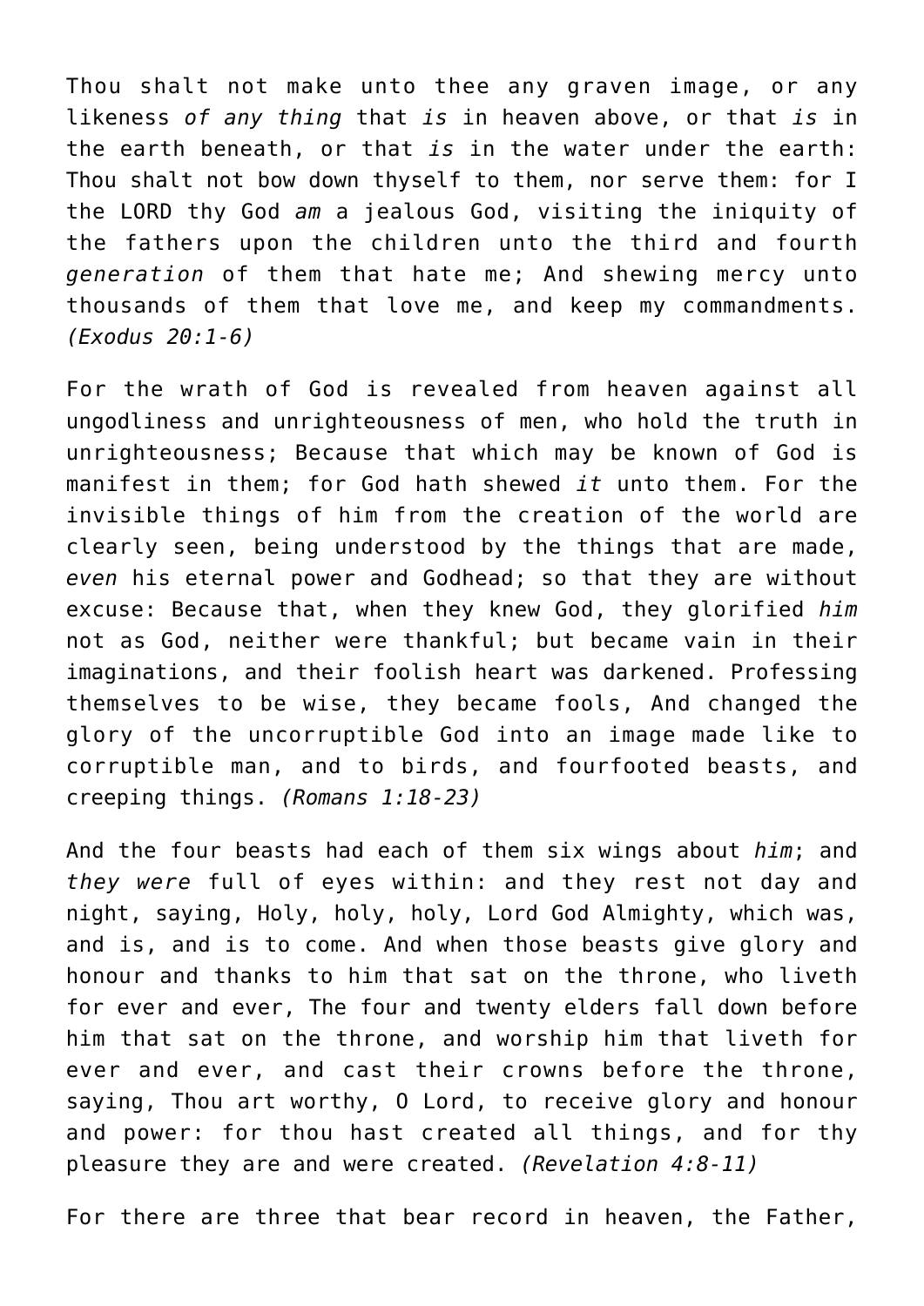Thou shalt not make unto thee any graven image, or any likeness *of any thing* that *is* in heaven above, or that *is* in the earth beneath, or that *is* in the water under the earth: Thou shalt not bow down thyself to them, nor serve them: for I the LORD thy God *am* a jealous God, visiting the iniquity of the fathers upon the children unto the third and fourth *generation* of them that hate me; And shewing mercy unto thousands of them that love me, and keep my commandments. *(Exodus 20:1-6)*

For the wrath of God is revealed from heaven against all ungodliness and unrighteousness of men, who hold the truth in unrighteousness; Because that which may be known of God is manifest in them; for God hath shewed *it* unto them. For the invisible things of him from the creation of the world are clearly seen, being understood by the things that are made, *even* his eternal power and Godhead; so that they are without excuse: Because that, when they knew God, they glorified *him* not as God, neither were thankful; but became vain in their imaginations, and their foolish heart was darkened. Professing themselves to be wise, they became fools, And changed the glory of the uncorruptible God into an image made like to corruptible man, and to birds, and fourfooted beasts, and creeping things. *(Romans 1:18-23)*

And the four beasts had each of them six wings about *him*; and *they were* full of eyes within: and they rest not day and night, saying, Holy, holy, holy, Lord God Almighty, which was, and is, and is to come. And when those beasts give glory and honour and thanks to him that sat on the throne, who liveth for ever and ever, The four and twenty elders fall down before him that sat on the throne, and worship him that liveth for ever and ever, and cast their crowns before the throne, saying, Thou art worthy, O Lord, to receive glory and honour and power: for thou hast created all things, and for thy pleasure they are and were created. *(Revelation 4:8-11)*

For there are three that bear record in heaven, the Father,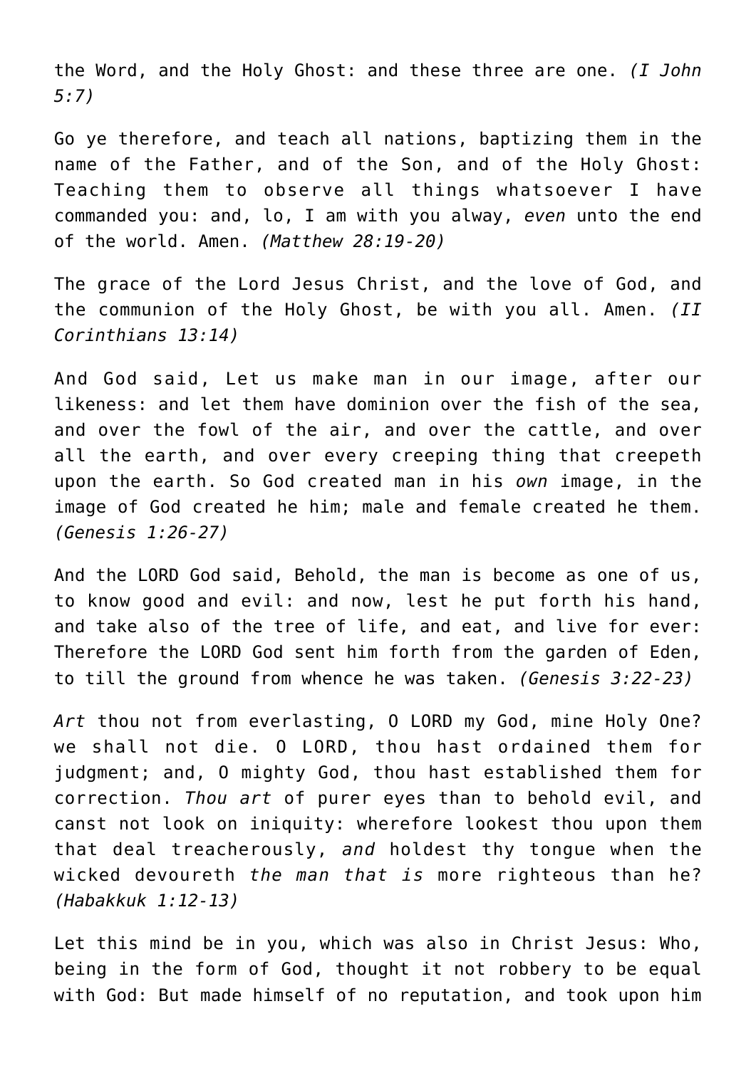the Word, and the Holy Ghost: and these three are one. *(I John 5:7)*

Go ye therefore, and teach all nations, baptizing them in the name of the Father, and of the Son, and of the Holy Ghost: Teaching them to observe all things whatsoever I have commanded you: and, lo, I am with you alway, *even* unto the end of the world. Amen. *(Matthew 28:19-20)*

The grace of the Lord Jesus Christ, and the love of God, and the communion of the Holy Ghost, be with you all. Amen. *(II Corinthians 13:14)*

And God said, Let us make man in our image, after our likeness: and let them have dominion over the fish of the sea, and over the fowl of the air, and over the cattle, and over all the earth, and over every creeping thing that creepeth upon the earth. So God created man in his *own* image, in the image of God created he him; male and female created he them. *(Genesis 1:26-27)*

And the LORD God said, Behold, the man is become as one of us, to know good and evil: and now, lest he put forth his hand, and take also of the tree of life, and eat, and live for ever: Therefore the LORD God sent him forth from the garden of Eden, to till the ground from whence he was taken. *(Genesis 3:22-23)*

*Art* thou not from everlasting, O LORD my God, mine Holy One? we shall not die. O LORD, thou hast ordained them for judgment; and, O mighty God, thou hast established them for correction. *Thou art* of purer eyes than to behold evil, and canst not look on iniquity: wherefore lookest thou upon them that deal treacherously, *and* holdest thy tongue when the wicked devoureth *the man that is* more righteous than he? *(Habakkuk 1:12-13)*

Let this mind be in you, which was also in Christ Jesus: Who, being in the form of God, thought it not robbery to be equal with God: But made himself of no reputation, and took upon him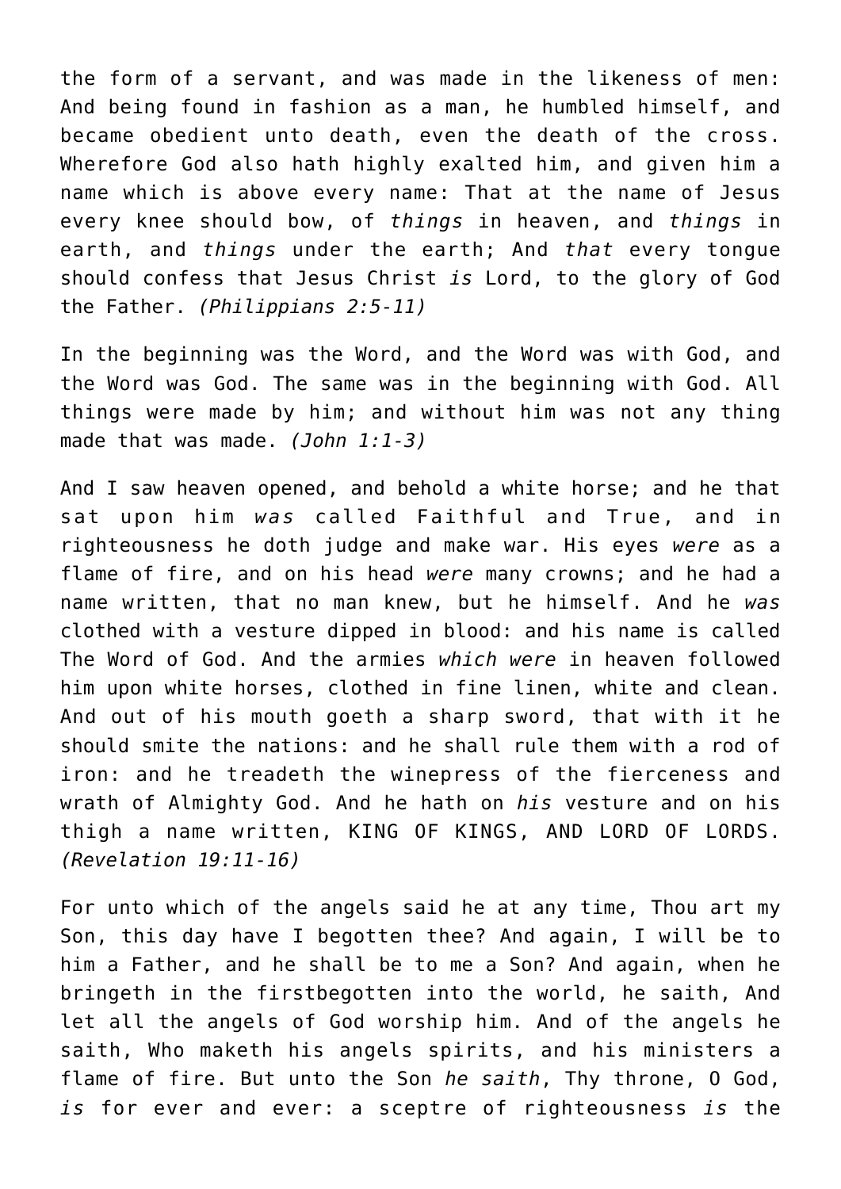the form of a servant, and was made in the likeness of men: And being found in fashion as a man, he humbled himself, and became obedient unto death, even the death of the cross. Wherefore God also hath highly exalted him, and given him a name which is above every name: That at the name of Jesus every knee should bow, of *things* in heaven, and *things* in earth, and *things* under the earth; And *that* every tongue should confess that Jesus Christ *is* Lord, to the glory of God the Father. *(Philippians 2:5-11)*

In the beginning was the Word, and the Word was with God, and the Word was God. The same was in the beginning with God. All things were made by him; and without him was not any thing made that was made. *(John 1:1-3)*

And I saw heaven opened, and behold a white horse; and he that sat upon him *was* called Faithful and True, and in righteousness he doth judge and make war. His eyes *were* as a flame of fire, and on his head *were* many crowns; and he had a name written, that no man knew, but he himself. And he *was* clothed with a vesture dipped in blood: and his name is called The Word of God. And the armies *which were* in heaven followed him upon white horses, clothed in fine linen, white and clean. And out of his mouth goeth a sharp sword, that with it he should smite the nations: and he shall rule them with a rod of iron: and he treadeth the winepress of the fierceness and wrath of Almighty God. And he hath on *his* vesture and on his thigh a name written, KING OF KINGS, AND LORD OF LORDS. *(Revelation 19:11-16)*

For unto which of the angels said he at any time, Thou art my Son, this day have I begotten thee? And again, I will be to him a Father, and he shall be to me a Son? And again, when he bringeth in the firstbegotten into the world, he saith, And let all the angels of God worship him. And of the angels he saith, Who maketh his angels spirits, and his ministers a flame of fire. But unto the Son *he saith*, Thy throne, O God, *is* for ever and ever: a sceptre of righteousness *is* the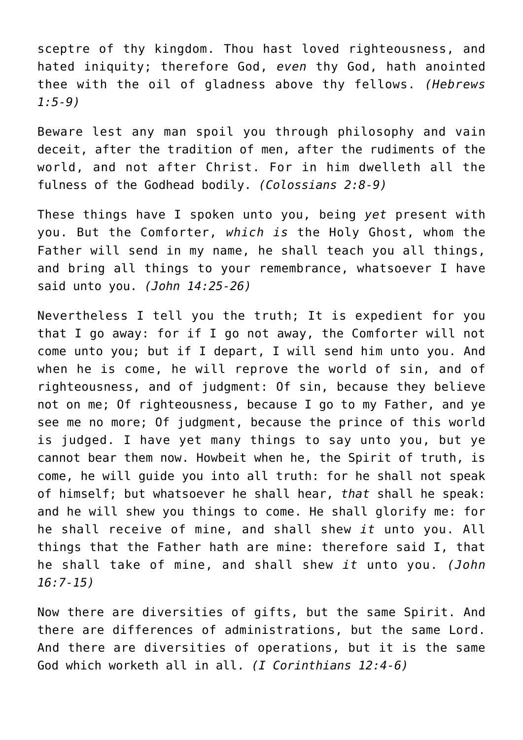sceptre of thy kingdom. Thou hast loved righteousness, and hated iniquity; therefore God, *even* thy God, hath anointed thee with the oil of gladness above thy fellows. *(Hebrews 1:5-9)*

Beware lest any man spoil you through philosophy and vain deceit, after the tradition of men, after the rudiments of the world, and not after Christ. For in him dwelleth all the fulness of the Godhead bodily. *(Colossians 2:8-9)*

These things have I spoken unto you, being *yet* present with you. But the Comforter, *which is* the Holy Ghost, whom the Father will send in my name, he shall teach you all things, and bring all things to your remembrance, whatsoever I have said unto you. *(John 14:25-26)*

Nevertheless I tell you the truth; It is expedient for you that I go away: for if I go not away, the Comforter will not come unto you; but if I depart, I will send him unto you. And when he is come, he will reprove the world of sin, and of righteousness, and of judgment: Of sin, because they believe not on me; Of righteousness, because I go to my Father, and ye see me no more; Of judgment, because the prince of this world is judged. I have yet many things to say unto you, but ye cannot bear them now. Howbeit when he, the Spirit of truth, is come, he will guide you into all truth: for he shall not speak of himself; but whatsoever he shall hear, *that* shall he speak: and he will shew you things to come. He shall glorify me: for he shall receive of mine, and shall shew *it* unto you. All things that the Father hath are mine: therefore said I, that he shall take of mine, and shall shew *it* unto you. *(John 16:7-15)*

Now there are diversities of gifts, but the same Spirit. And there are differences of administrations, but the same Lord. And there are diversities of operations, but it is the same God which worketh all in all. *(I Corinthians 12:4-6)*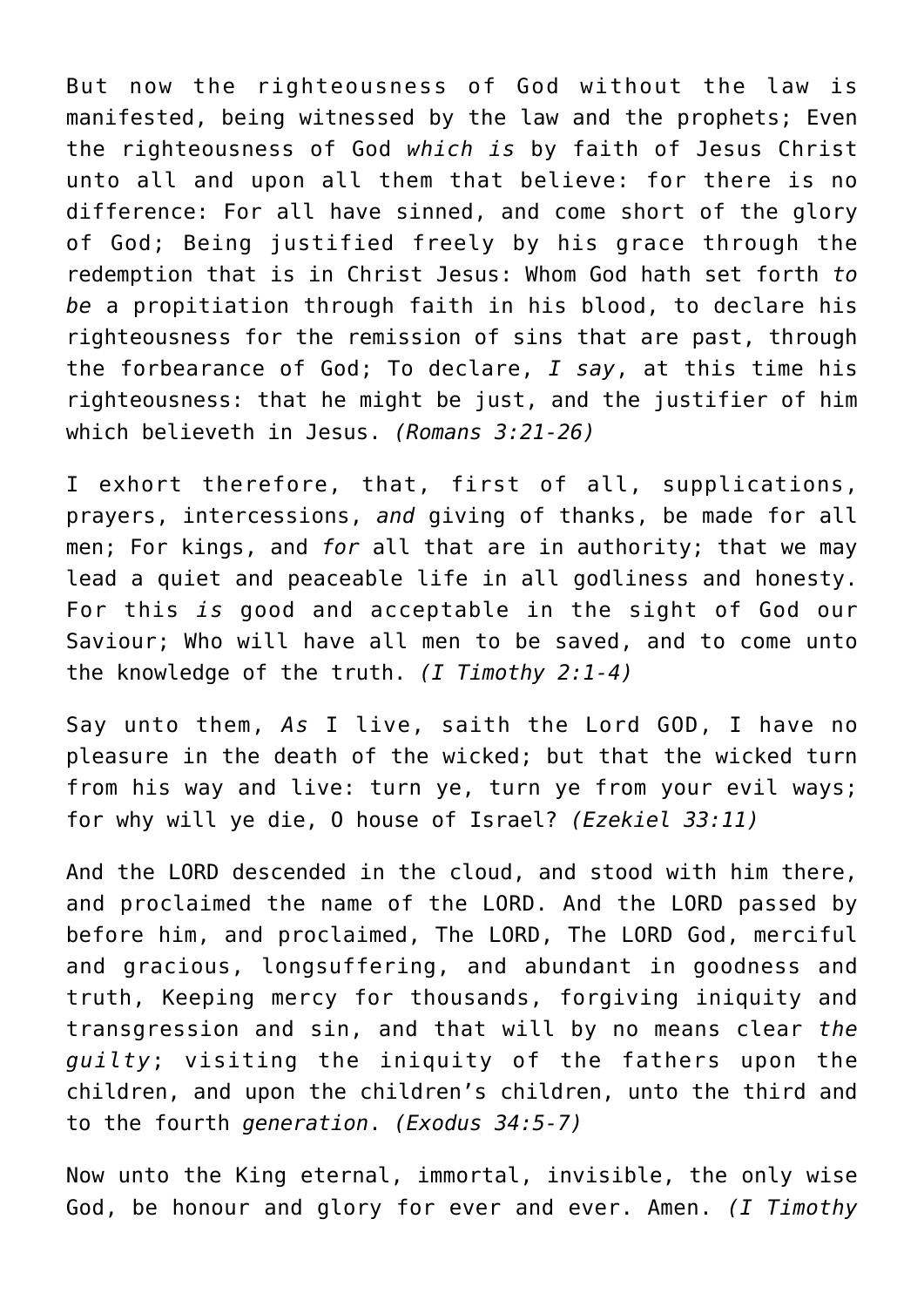But now the righteousness of God without the law is manifested, being witnessed by the law and the prophets; Even the righteousness of God *which is* by faith of Jesus Christ unto all and upon all them that believe: for there is no difference: For all have sinned, and come short of the glory of God; Being justified freely by his grace through the redemption that is in Christ Jesus: Whom God hath set forth *to be* a propitiation through faith in his blood, to declare his righteousness for the remission of sins that are past, through the forbearance of God; To declare, *I say*, at this time his righteousness: that he might be just, and the justifier of him which believeth in Jesus. *(Romans 3:21-26)*

I exhort therefore, that, first of all, supplications, prayers, intercessions, *and* giving of thanks, be made for all men; For kings, and *for* all that are in authority; that we may lead a quiet and peaceable life in all godliness and honesty. For this *is* good and acceptable in the sight of God our Saviour; Who will have all men to be saved, and to come unto the knowledge of the truth. *(I Timothy 2:1-4)*

Say unto them, *As* I live, saith the Lord GOD, I have no pleasure in the death of the wicked; but that the wicked turn from his way and live: turn ye, turn ye from your evil ways; for why will ye die, O house of Israel? *(Ezekiel 33:11)*

And the LORD descended in the cloud, and stood with him there, and proclaimed the name of the LORD. And the LORD passed by before him, and proclaimed, The LORD, The LORD God, merciful and gracious, longsuffering, and abundant in goodness and truth, Keeping mercy for thousands, forgiving iniquity and transgression and sin, and that will by no means clear *the guilty*; visiting the iniquity of the fathers upon the children, and upon the children's children, unto the third and to the fourth *generation*. *(Exodus 34:5-7)*

Now unto the King eternal, immortal, invisible, the only wise God, be honour and glory for ever and ever. Amen. *(I Timothy*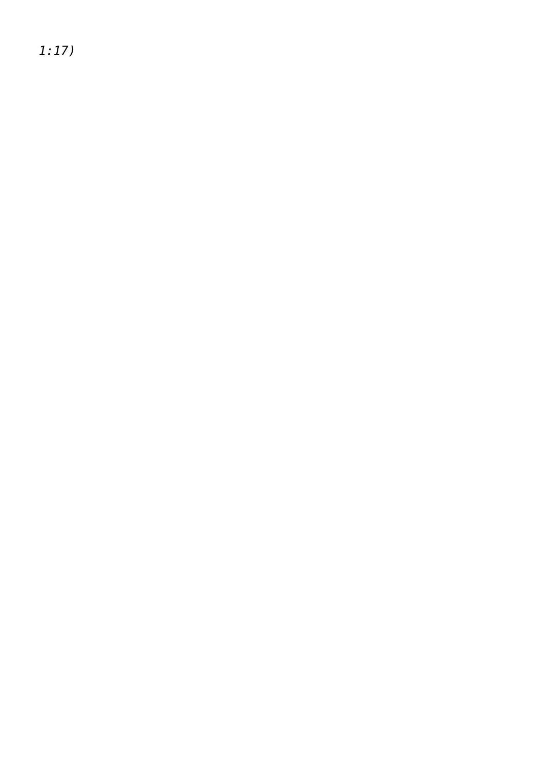*1:17)*